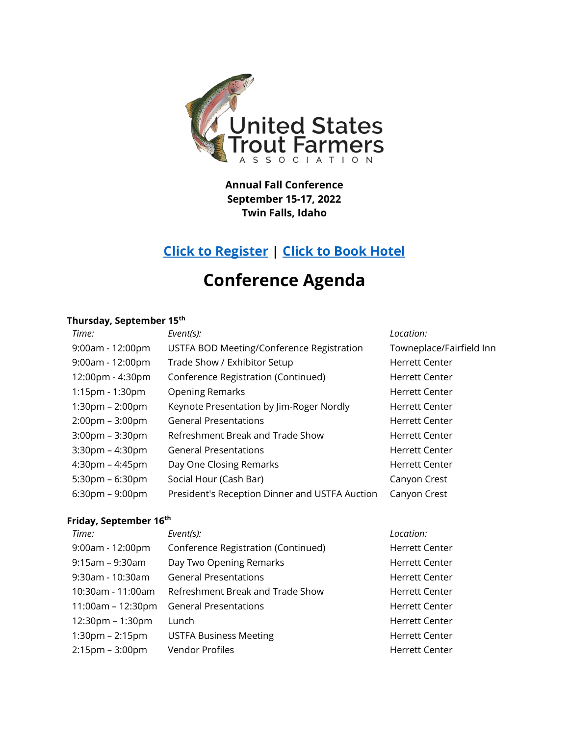United States Trout Farmers Association

**Annual Fall Conference**
**September 15-17, 2022**
**Twin Falls, Idaho**

**Click to Register | Click to Book Hotel**

# Conference Agenda

**Thursday, September 15th**

| *Time:* | *Event(s):* | *Location:* |
|---|---|---|
| 9:00am - 12:00pm | USTFA BOD Meeting/Conference Registration | Towneplace/Fairfield Inn |
| 9:00am - 12:00pm | Trade Show / Exhibitor Setup | Herrett Center |
| 12:00pm - 4:30pm | Conference Registration (Continued) | Herrett Center |
| 1:15pm - 1:30pm | Opening Remarks | Herrett Center |
| 1:30pm – 2:00pm | Keynote Presentation by Jim-Roger Nordly | Herrett Center |
| 2:00pm – 3:00pm | General Presentations | Herrett Center |
| 3:00pm – 3:30pm | Refreshment Break and Trade Show | Herrett Center |
| 3:30pm – 4:30pm | General Presentations | Herrett Center |
| 4:30pm – 4:45pm | Day One Closing Remarks | Herrett Center |
| 5:30pm – 6:30pm | Social Hour (Cash Bar) | Canyon Crest |
| 6:30pm – 9:00pm | President's Reception Dinner and USTFA Auction | Canyon Crest |

**Friday, September 16th**

| *Time:* | *Event(s):* | *Location:* |
|---|---|---|
| 9:00am - 12:00pm | Conference Registration (Continued) | Herrett Center |
| 9:15am – 9:30am | Day Two Opening Remarks | Herrett Center |
| 9:30am - 10:30am | General Presentations | Herrett Center |
| 10:30am - 11:00am | Refreshment Break and Trade Show | Herrett Center |
| 11:00am – 12:30pm | General Presentations | Herrett Center |
| 12:30pm – 1:30pm | Lunch | Herrett Center |
| 1:30pm – 2:15pm | USTFA Business Meeting | Herrett Center |
| 2:15pm – 3:00pm | Vendor Profiles | Herrett Center |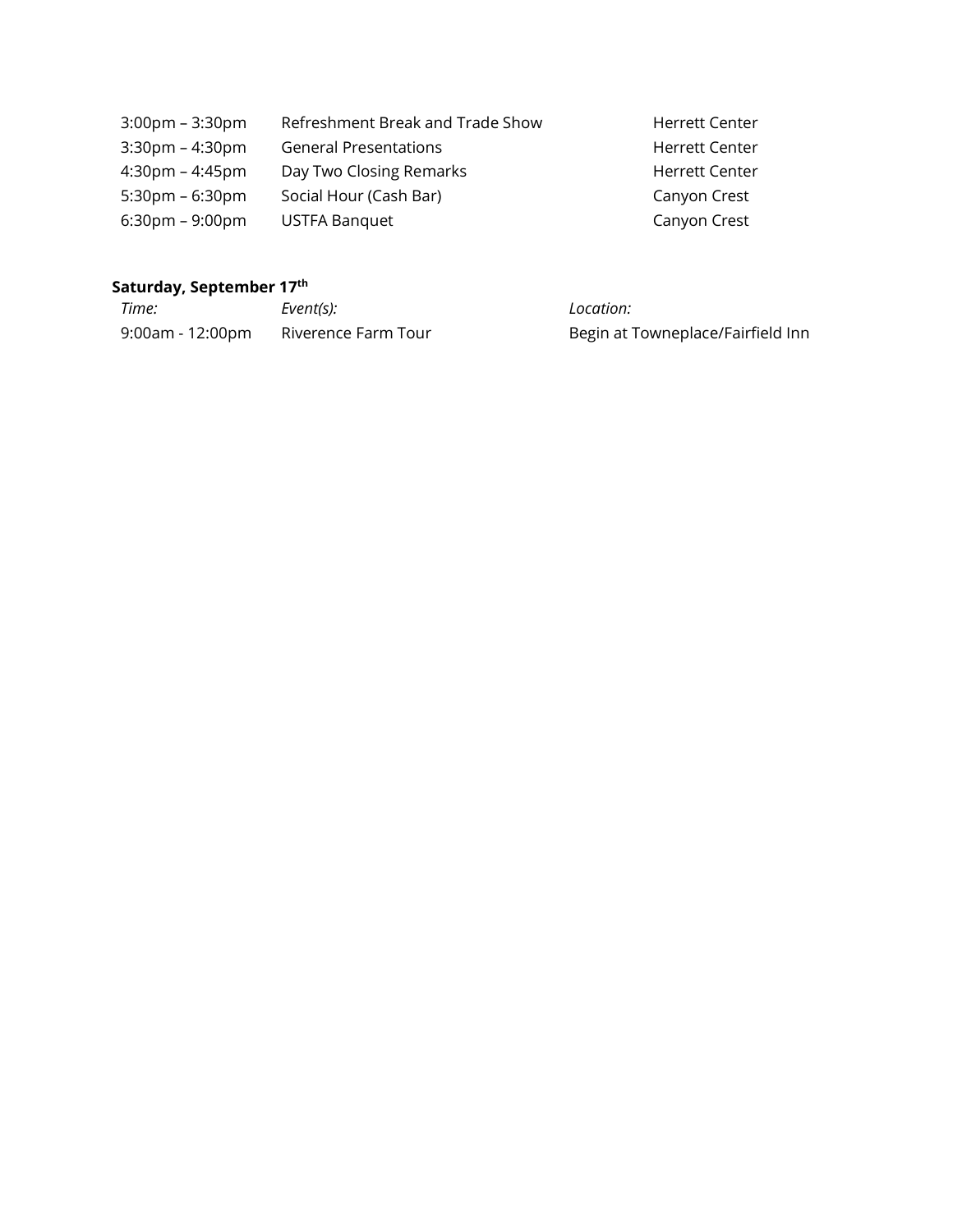| | | |
|---|---|---|
| 3:00pm – 3:30pm | Refreshment Break and Trade Show | Herrett Center |
| 3:30pm – 4:30pm | General Presentations | Herrett Center |
| 4:30pm – 4:45pm | Day Two Closing Remarks | Herrett Center |
| 5:30pm – 6:30pm | Social Hour (Cash Bar) | Canyon Crest |
| 6:30pm – 9:00pm | USTFA Banquet | Canyon Crest |

**Saturday, September 17th**

| *Time:* | *Event(s):* | *Location:* |
|---|---|---|
| 9:00am - 12:00pm | Riverence Farm Tour | Begin at Towneplace/Fairfield Inn |